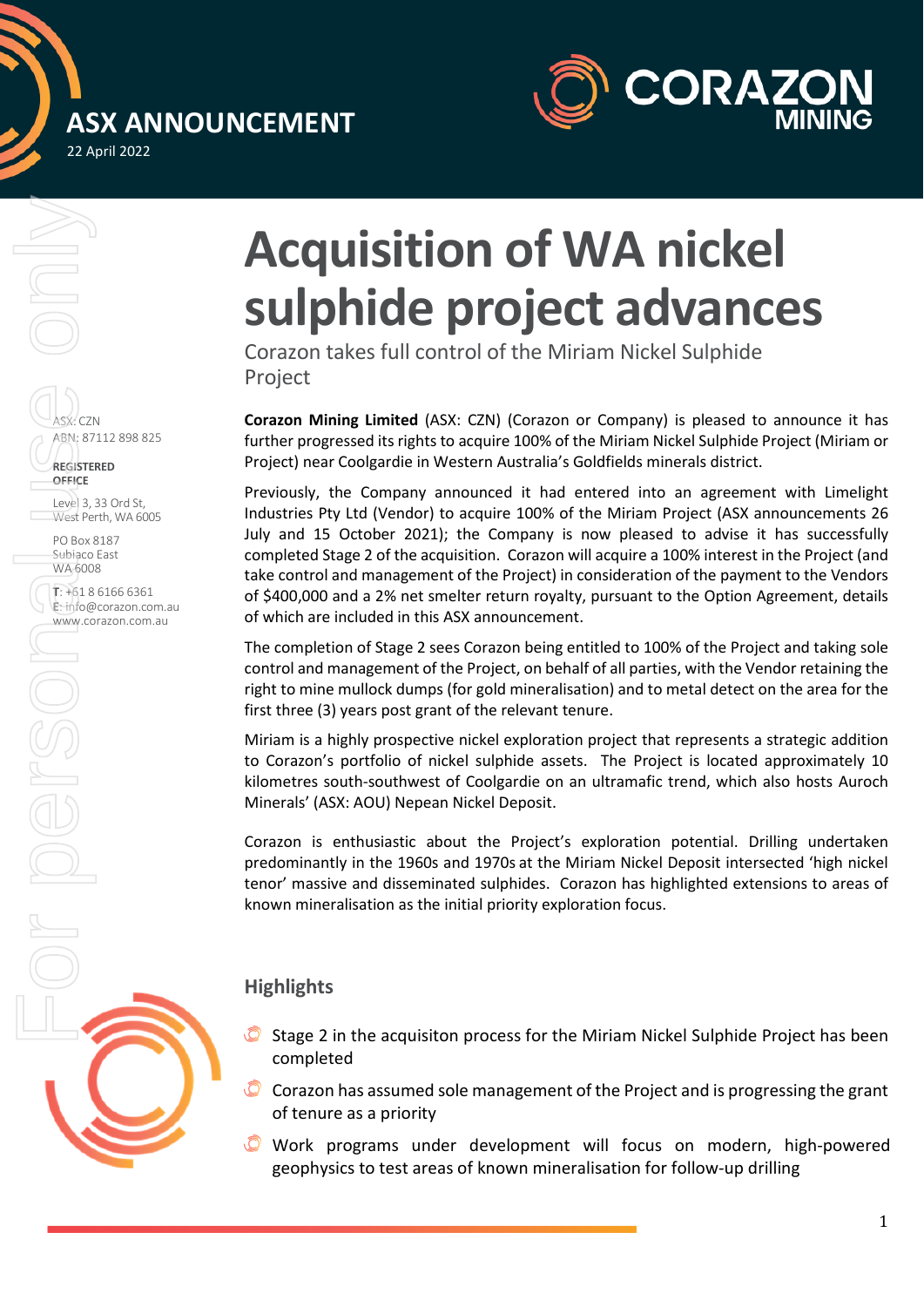# ASX ANNOUNCEMENT

22 April 2022

ASX: CZN
ABN: 87112 898 825

**REGISTERED OFFICE**

Level 3, 33 Ord St,
West Perth, WA 6005

PO Box 8187
Subiaco East
WA 6008

**T**: +61 8 6166 6361
**E**: info@corazon.com.au
www.corazon.com.au

# Acquisition of WA nickel sulphide project advances

Corazon takes full control of the Miriam Nickel Sulphide Project

**Corazon Mining Limited** (ASX: CZN) (Corazon or Company) is pleased to announce it has further progressed its rights to acquire 100% of the Miriam Nickel Sulphide Project (Miriam or Project) near Coolgardie in Western Australia's Goldfields minerals district.

Previously, the Company announced it had entered into an agreement with Limelight Industries Pty Ltd (Vendor) to acquire 100% of the Miriam Project (ASX announcements 26 July and 15 October 2021); the Company is now pleased to advise it has successfully completed Stage 2 of the acquisition. Corazon will acquire a 100% interest in the Project (and take control and management of the Project) in consideration of the payment to the Vendors of $400,000 and a 2% net smelter return royalty, pursuant to the Option Agreement, details of which are included in this ASX announcement.

The completion of Stage 2 sees Corazon being entitled to 100% of the Project and taking sole control and management of the Project, on behalf of all parties, with the Vendor retaining the right to mine mullock dumps (for gold mineralisation) and to metal detect on the area for the first three (3) years post grant of the relevant tenure.

Miriam is a highly prospective nickel exploration project that represents a strategic addition to Corazon's portfolio of nickel sulphide assets. The Project is located approximately 10 kilometres south-southwest of Coolgardie on an ultramafic trend, which also hosts Auroch Minerals' (ASX: AOU) Nepean Nickel Deposit.

Corazon is enthusiastic about the Project's exploration potential. Drilling undertaken predominantly in the 1960s and 1970s at the Miriam Nickel Deposit intersected 'high nickel tenor' massive and disseminated sulphides. Corazon has highlighted extensions to areas of known mineralisation as the initial priority exploration focus.

## Highlights

- Stage 2 in the acquisiton process for the Miriam Nickel Sulphide Project has been completed
- Corazon has assumed sole management of the Project and is progressing the grant of tenure as a priority
- Work programs under development will focus on modern, high-powered geophysics to test areas of known mineralisation for follow-up drilling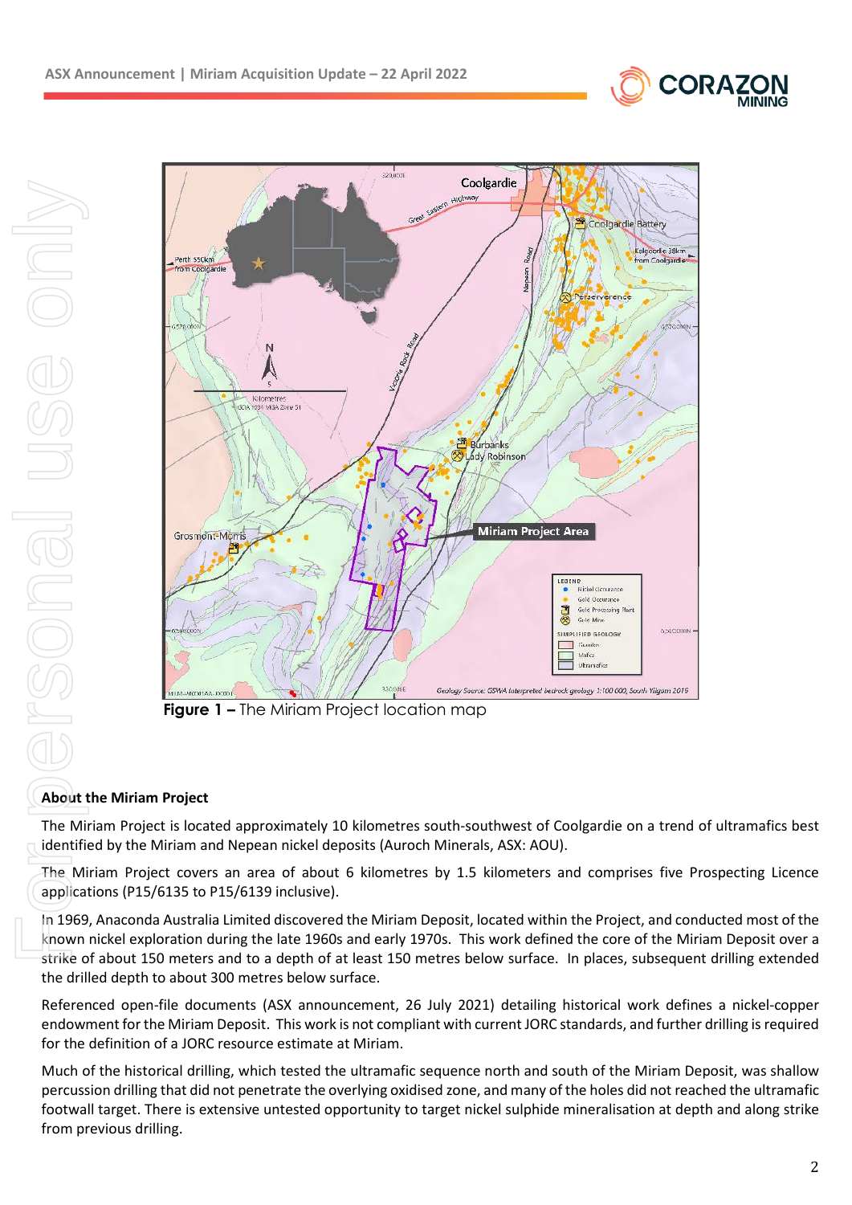Figure 1 – The Miriam Project location map

## About the Miriam Project

The Miriam Project is located approximately 10 kilometres south-southwest of Coolgardie on a trend of ultramafics best identified by the Miriam and Nepean nickel deposits (Auroch Minerals, ASX: AOU).

The Miriam Project covers an area of about 6 kilometres by 1.5 kilometers and comprises five Prospecting Licence applications (P15/6135 to P15/6139 inclusive).

In 1969, Anaconda Australia Limited discovered the Miriam Deposit, located within the Project, and conducted most of the known nickel exploration during the late 1960s and early 1970s. This work defined the core of the Miriam Deposit over a strike of about 150 meters and to a depth of at least 150 metres below surface. In places, subsequent drilling extended the drilled depth to about 300 metres below surface.

Referenced open-file documents (ASX announcement, 26 July 2021) detailing historical work defines a nickel-copper endowment for the Miriam Deposit. This work is not compliant with current JORC standards, and further drilling is required for the definition of a JORC resource estimate at Miriam.

Much of the historical drilling, which tested the ultramafic sequence north and south of the Miriam Deposit, was shallow percussion drilling that did not penetrate the overlying oxidised zone, and many of the holes did not reached the ultramafic footwall target. There is extensive untested opportunity to target nickel sulphide mineralisation at depth and along strike from previous drilling.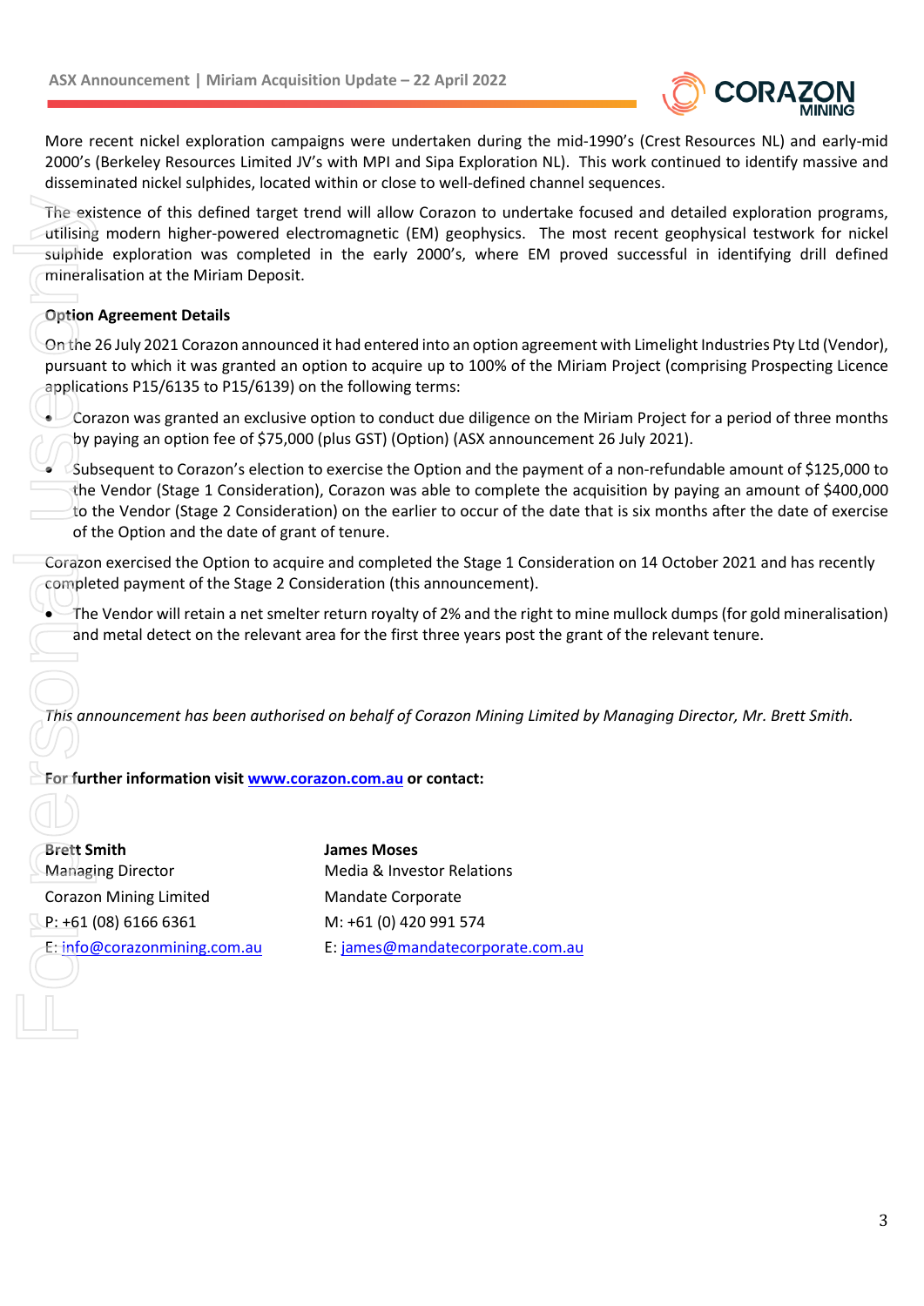More recent nickel exploration campaigns were undertaken during the mid-1990's (Crest Resources NL) and early-mid 2000's (Berkeley Resources Limited JV's with MPI and Sipa Exploration NL). This work continued to identify massive and disseminated nickel sulphides, located within or close to well-defined channel sequences.

The existence of this defined target trend will allow Corazon to undertake focused and detailed exploration programs, utilising modern higher-powered electromagnetic (EM) geophysics. The most recent geophysical testwork for nickel sulphide exploration was completed in the early 2000's, where EM proved successful in identifying drill defined mineralisation at the Miriam Deposit.

**Option Agreement Details**

On the 26 July 2021 Corazon announced it had entered into an option agreement with Limelight Industries Pty Ltd (Vendor), pursuant to which it was granted an option to acquire up to 100% of the Miriam Project (comprising Prospecting Licence applications P15/6135 to P15/6139) on the following terms:

- Corazon was granted an exclusive option to conduct due diligence on the Miriam Project for a period of three months by paying an option fee of $75,000 (plus GST) (Option) (ASX announcement 26 July 2021).
- Subsequent to Corazon's election to exercise the Option and the payment of a non-refundable amount of $125,000 to the Vendor (Stage 1 Consideration), Corazon was able to complete the acquisition by paying an amount of $400,000 to the Vendor (Stage 2 Consideration) on the earlier to occur of the date that is six months after the date of exercise of the Option and the date of grant of tenure.

Corazon exercised the Option to acquire and completed the Stage 1 Consideration on 14 October 2021 and has recently completed payment of the Stage 2 Consideration (this announcement).

- The Vendor will retain a net smelter return royalty of 2% and the right to mine mullock dumps (for gold mineralisation) and metal detect on the relevant area for the first three years post the grant of the relevant tenure.

*This announcement has been authorised on behalf of Corazon Mining Limited by Managing Director, Mr. Brett Smith.*

**For further information visit www.corazon.com.au or contact:**

**Brett Smith**
Managing Director
Corazon Mining Limited
P: +61 (08) 6166 6361
E: info@corazonmining.com.au

**James Moses**
Media & Investor Relations
Mandate Corporate
M: +61 (0) 420 991 574
E: james@mandatecorporate.com.au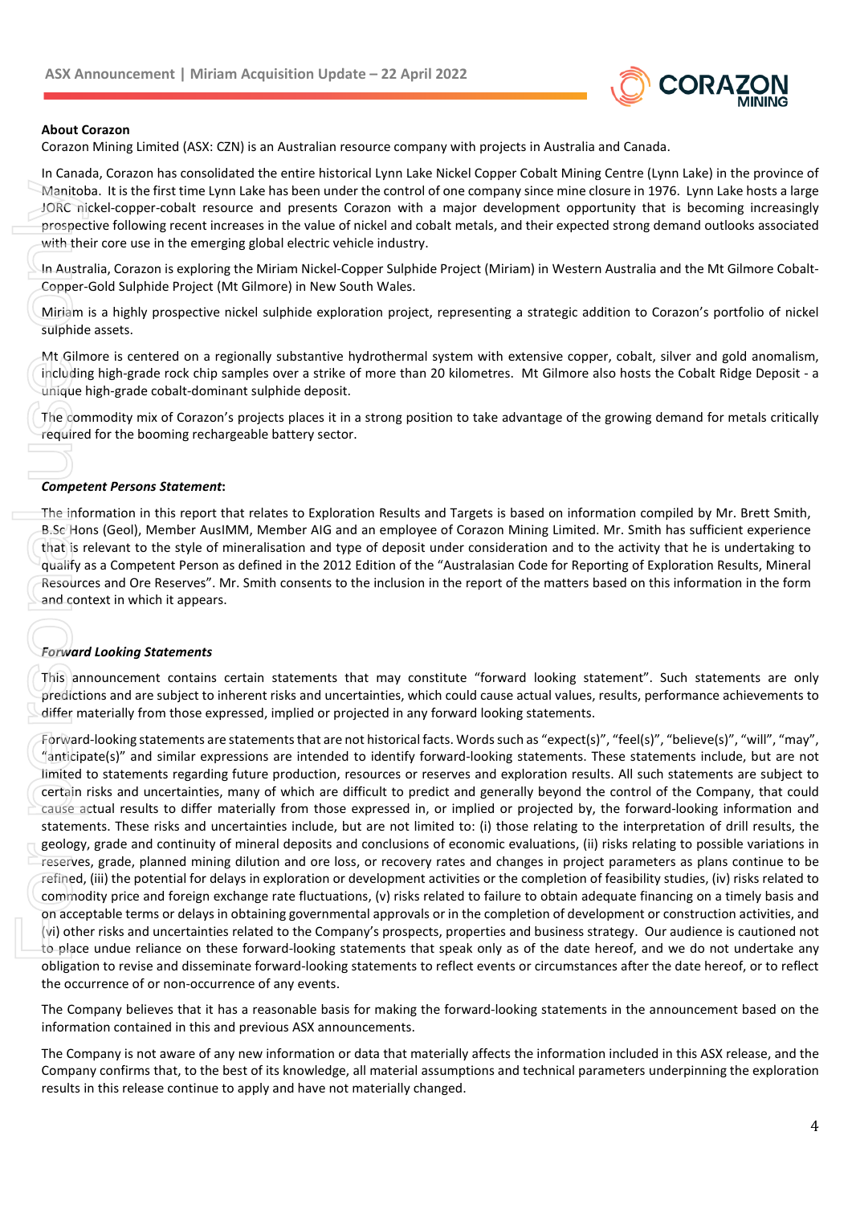**About Corazon**

Corazon Mining Limited (ASX: CZN) is an Australian resource company with projects in Australia and Canada.

In Canada, Corazon has consolidated the entire historical Lynn Lake Nickel Copper Cobalt Mining Centre (Lynn Lake) in the province of Manitoba. It is the first time Lynn Lake has been under the control of one company since mine closure in 1976. Lynn Lake hosts a large JORC nickel-copper-cobalt resource and presents Corazon with a major development opportunity that is becoming increasingly prospective following recent increases in the value of nickel and cobalt metals, and their expected strong demand outlooks associated with their core use in the emerging global electric vehicle industry.

In Australia, Corazon is exploring the Miriam Nickel-Copper Sulphide Project (Miriam) in Western Australia and the Mt Gilmore Cobalt-Copper-Gold Sulphide Project (Mt Gilmore) in New South Wales.

Miriam is a highly prospective nickel sulphide exploration project, representing a strategic addition to Corazon's portfolio of nickel sulphide assets.

Mt Gilmore is centered on a regionally substantive hydrothermal system with extensive copper, cobalt, silver and gold anomalism, including high-grade rock chip samples over a strike of more than 20 kilometres. Mt Gilmore also hosts the Cobalt Ridge Deposit - a unique high-grade cobalt-dominant sulphide deposit.

The commodity mix of Corazon's projects places it in a strong position to take advantage of the growing demand for metals critically required for the booming rechargeable battery sector.

***Competent Persons Statement*:**

The information in this report that relates to Exploration Results and Targets is based on information compiled by Mr. Brett Smith, B.Sc Hons (Geol), Member AusIMM, Member AIG and an employee of Corazon Mining Limited. Mr. Smith has sufficient experience that is relevant to the style of mineralisation and type of deposit under consideration and to the activity that he is undertaking to qualify as a Competent Person as defined in the 2012 Edition of the "Australasian Code for Reporting of Exploration Results, Mineral Resources and Ore Reserves". Mr. Smith consents to the inclusion in the report of the matters based on this information in the form and context in which it appears.

***Forward Looking Statements***

This announcement contains certain statements that may constitute "forward looking statement". Such statements are only predictions and are subject to inherent risks and uncertainties, which could cause actual values, results, performance achievements to differ materially from those expressed, implied or projected in any forward looking statements.

Forward-looking statements are statements that are not historical facts. Words such as "expect(s)", "feel(s)", "believe(s)", "will", "may", "anticipate(s)" and similar expressions are intended to identify forward-looking statements. These statements include, but are not limited to statements regarding future production, resources or reserves and exploration results. All such statements are subject to certain risks and uncertainties, many of which are difficult to predict and generally beyond the control of the Company, that could cause actual results to differ materially from those expressed in, or implied or projected by, the forward-looking information and statements. These risks and uncertainties include, but are not limited to: (i) those relating to the interpretation of drill results, the geology, grade and continuity of mineral deposits and conclusions of economic evaluations, (ii) risks relating to possible variations in reserves, grade, planned mining dilution and ore loss, or recovery rates and changes in project parameters as plans continue to be refined, (iii) the potential for delays in exploration or development activities or the completion of feasibility studies, (iv) risks related to commodity price and foreign exchange rate fluctuations, (v) risks related to failure to obtain adequate financing on a timely basis and on acceptable terms or delays in obtaining governmental approvals or in the completion of development or construction activities, and (vi) other risks and uncertainties related to the Company's prospects, properties and business strategy. Our audience is cautioned not to place undue reliance on these forward-looking statements that speak only as of the date hereof, and we do not undertake any obligation to revise and disseminate forward-looking statements to reflect events or circumstances after the date hereof, or to reflect the occurrence of or non-occurrence of any events.

The Company believes that it has a reasonable basis for making the forward-looking statements in the announcement based on the information contained in this and previous ASX announcements.

The Company is not aware of any new information or data that materially affects the information included in this ASX release, and the Company confirms that, to the best of its knowledge, all material assumptions and technical parameters underpinning the exploration results in this release continue to apply and have not materially changed.